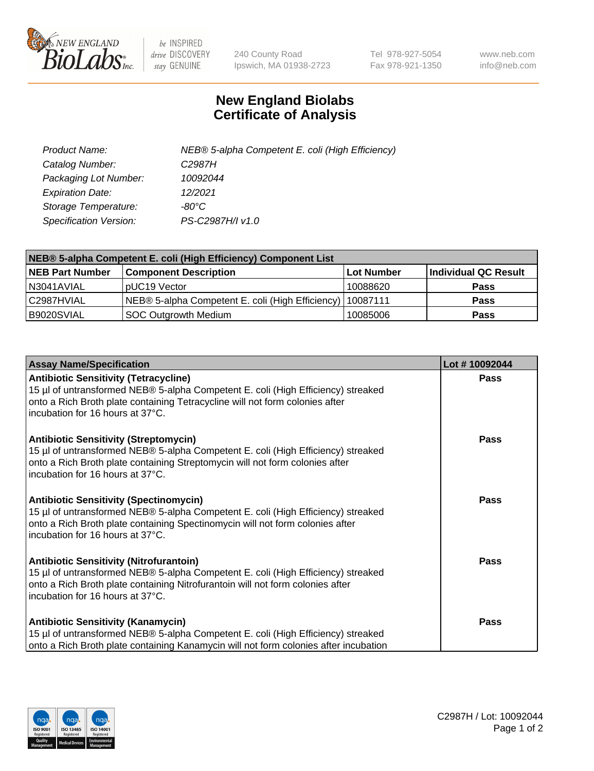New England Biolabs (NEB) — be INSPIRED drive DISCOVERY stay GENUINE

240 County Road
Ipswich, MA 01938-2723

Tel 978-927-5054
Fax 978-921-1350

www.neb.com
info@neb.com

# New England Biolabs Certificate of Analysis

| | |
|---|---|
| *Product Name:* | *NEB® 5-alpha Competent E. coli (High Efficiency)* |
| *Catalog Number:* | *C2987H* |
| *Packaging Lot Number:* | *10092044* |
| *Expiration Date:* | *12/2021* |
| *Storage Temperature:* | *-80°C* |
| *Specification Version:* | *PS-C2987H/I v1.0* |

| NEB® 5-alpha Competent E. coli (High Efficiency) Component List | | | |
|---|---|---|---|
| **NEB Part Number** | **Component Description** | **Lot Number** | **Individual QC Result** |
| N3041AVIAL | pUC19 Vector | 10088620 | **Pass** |
| C2987HVIAL | NEB® 5-alpha Competent E. coli (High Efficiency) | 10087111 | **Pass** |
| B9020SVIAL | SOC Outgrowth Medium | 10085006 | **Pass** |

| Assay Name/Specification | Lot # 10092044 |
|---|---|
| **Antibiotic Sensitivity (Tetracycline)** 15 µl of untransformed NEB® 5-alpha Competent E. coli (High Efficiency) streaked onto a Rich Broth plate containing Tetracycline will not form colonies after incubation for 16 hours at 37°C. | **Pass** |
| **Antibiotic Sensitivity (Streptomycin)** 15 µl of untransformed NEB® 5-alpha Competent E. coli (High Efficiency) streaked onto a Rich Broth plate containing Streptomycin will not form colonies after incubation for 16 hours at 37°C. | **Pass** |
| **Antibiotic Sensitivity (Spectinomycin)** 15 µl of untransformed NEB® 5-alpha Competent E. coli (High Efficiency) streaked onto a Rich Broth plate containing Spectinomycin will not form colonies after incubation for 16 hours at 37°C. | **Pass** |
| **Antibiotic Sensitivity (Nitrofurantoin)** 15 µl of untransformed NEB® 5-alpha Competent E. coli (High Efficiency) streaked onto a Rich Broth plate containing Nitrofurantoin will not form colonies after incubation for 16 hours at 37°C. | **Pass** |
| **Antibiotic Sensitivity (Kanamycin)** 15 µl of untransformed NEB® 5-alpha Competent E. coli (High Efficiency) streaked onto a Rich Broth plate containing Kanamycin will not form colonies after incubation | **Pass** |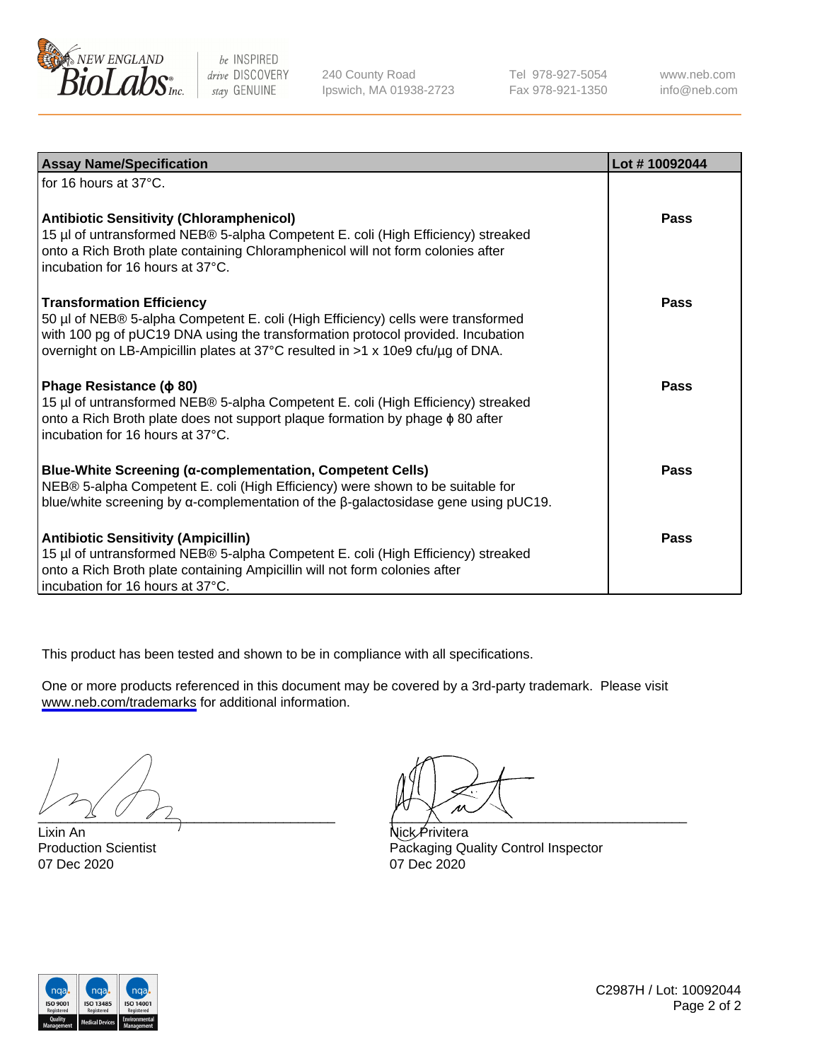| Assay Name/Specification | Lot # 10092044 |
| --- | --- |
| for 16 hours at 37°C. | |
| **Antibiotic Sensitivity (Chloramphenicol)**<br>15 µl of untransformed NEB® 5-alpha Competent E. coli (High Efficiency) streaked onto a Rich Broth plate containing Chloramphenicol will not form colonies after incubation for 16 hours at 37°C. | **Pass** |
| **Transformation Efficiency**<br>50 µl of NEB® 5-alpha Competent E. coli (High Efficiency) cells were transformed with 100 pg of pUC19 DNA using the transformation protocol provided. Incubation overnight on LB-Ampicillin plates at 37°C resulted in >1 x 10e9 cfu/µg of DNA. | **Pass** |
| **Phage Resistance (ϕ 80)**<br>15 µl of untransformed NEB® 5-alpha Competent E. coli (High Efficiency) streaked onto a Rich Broth plate does not support plaque formation by phage ϕ 80 after incubation for 16 hours at 37°C. | **Pass** |
| **Blue-White Screening (α-complementation, Competent Cells)**<br>NEB® 5-alpha Competent E. coli (High Efficiency) were shown to be suitable for blue/white screening by α-complementation of the β-galactosidase gene using pUC19. | **Pass** |
| **Antibiotic Sensitivity (Ampicillin)**<br>15 µl of untransformed NEB® 5-alpha Competent E. coli (High Efficiency) streaked onto a Rich Broth plate containing Ampicillin will not form colonies after incubation for 16 hours at 37°C. | **Pass** |

This product has been tested and shown to be in compliance with all specifications.

One or more products referenced in this document may be covered by a 3rd-party trademark. Please visit www.neb.com/trademarks for additional information.

Lixin An
Production Scientist
07 Dec 2020

Nick Privitera
Packaging Quality Control Inspector
07 Dec 2020

C2987H / Lot: 10092044